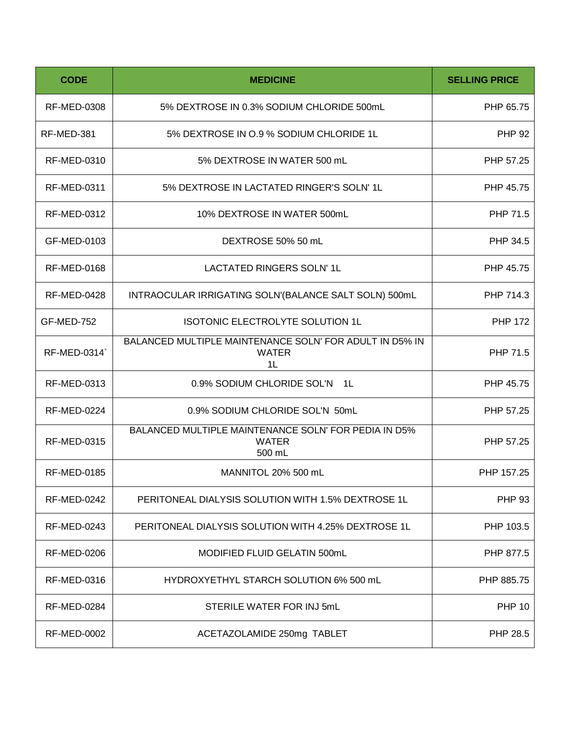| CODE | MEDICINE | SELLING PRICE |
|---|---|---|
| RF-MED-0308 | 5% DEXTROSE IN 0.3% SODIUM CHLORIDE 500mL | PHP 65.75 |
| RF-MED-381 | 5% DEXTROSE IN O.9 % SODIUM CHLORIDE 1L | PHP 92 |
| RF-MED-0310 | 5% DEXTROSE IN WATER 500 mL | PHP 57.25 |
| RF-MED-0311 | 5% DEXTROSE IN LACTATED RINGER'S SOLN' 1L | PHP 45.75 |
| RF-MED-0312 | 10% DEXTROSE IN WATER 500mL | PHP 71.5 |
| GF-MED-0103 | DEXTROSE 50% 50 mL | PHP 34.5 |
| RF-MED-0168 | LACTATED RINGERS SOLN' 1L | PHP 45.75 |
| RF-MED-0428 | INTRAOCULAR IRRIGATING SOLN'(BALANCE SALT SOLN) 500mL | PHP 714.3 |
| GF-MED-752 | ISOTONIC ELECTROLYTE SOLUTION 1L | PHP 172 |
| RF-MED-0314` | BALANCED MULTIPLE MAINTENANCE SOLN' FOR ADULT IN D5% IN WATER 1L | PHP 71.5 |
| RF-MED-0313 | 0.9% SODIUM CHLORIDE SOL'N 1L | PHP 45.75 |
| RF-MED-0224 | 0.9% SODIUM CHLORIDE SOL'N 50mL | PHP 57.25 |
| RF-MED-0315 | BALANCED MULTIPLE MAINTENANCE SOLN' FOR PEDIA IN D5% WATER 500 mL | PHP 57.25 |
| RF-MED-0185 | MANNITOL 20% 500 mL | PHP 157.25 |
| RF-MED-0242 | PERITONEAL DIALYSIS SOLUTION WITH 1.5% DEXTROSE 1L | PHP 93 |
| RF-MED-0243 | PERITONEAL DIALYSIS SOLUTION WITH 4.25% DEXTROSE 1L | PHP 103.5 |
| RF-MED-0206 | MODIFIED FLUID GELATIN 500mL | PHP 877.5 |
| RF-MED-0316 | HYDROXYETHYL STARCH SOLUTION 6% 500 mL | PHP 885.75 |
| RF-MED-0284 | STERILE WATER FOR INJ 5mL | PHP 10 |
| RF-MED-0002 | ACETAZOLAMIDE 250mg TABLET | PHP 28.5 |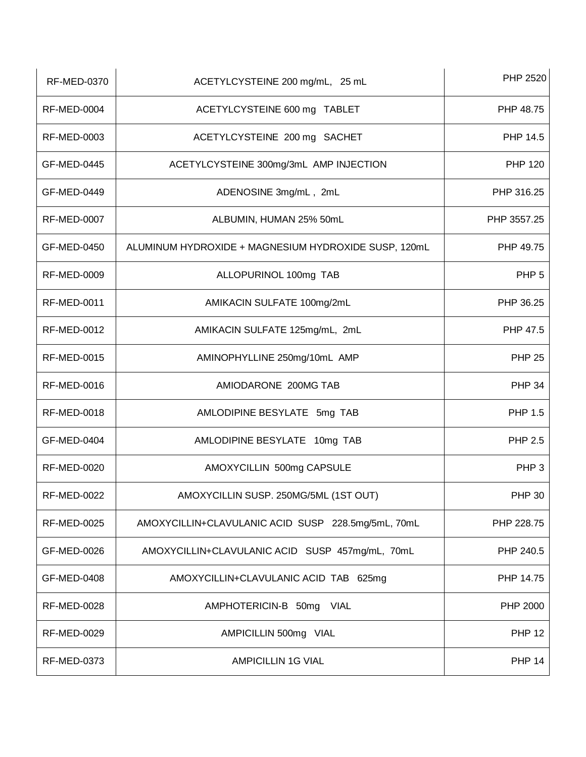| | | |
|---|---|---|
| RF-MED-0370 | ACETYLCYSTEINE 200 mg/mL, 25 mL | PHP 2520 |
| RF-MED-0004 | ACETYLCYSTEINE 600 mg TABLET | PHP 48.75 |
| RF-MED-0003 | ACETYLCYSTEINE 200 mg SACHET | PHP 14.5 |
| GF-MED-0445 | ACETYLCYSTEINE 300mg/3mL AMP INJECTION | PHP 120 |
| GF-MED-0449 | ADENOSINE 3mg/mL , 2mL | PHP 316.25 |
| RF-MED-0007 | ALBUMIN, HUMAN 25% 50mL | PHP 3557.25 |
| GF-MED-0450 | ALUMINUM HYDROXIDE + MAGNESIUM HYDROXIDE SUSP, 120mL | PHP 49.75 |
| RF-MED-0009 | ALLOPURINOL 100mg TAB | PHP 5 |
| RF-MED-0011 | AMIKACIN SULFATE 100mg/2mL | PHP 36.25 |
| RF-MED-0012 | AMIKACIN SULFATE 125mg/mL, 2mL | PHP 47.5 |
| RF-MED-0015 | AMINOPHYLLINE 250mg/10mL AMP | PHP 25 |
| RF-MED-0016 | AMIODARONE 200MG TAB | PHP 34 |
| RF-MED-0018 | AMLODIPINE BESYLATE 5mg TAB | PHP 1.5 |
| GF-MED-0404 | AMLODIPINE BESYLATE 10mg TAB | PHP 2.5 |
| RF-MED-0020 | AMOXYCILLIN 500mg CAPSULE | PHP 3 |
| RF-MED-0022 | AMOXYCILLIN SUSP. 250MG/5ML (1ST OUT) | PHP 30 |
| RF-MED-0025 | AMOXYCILLIN+CLAVULANIC ACID SUSP 228.5mg/5mL, 70mL | PHP 228.75 |
| GF-MED-0026 | AMOXYCILLIN+CLAVULANIC ACID SUSP 457mg/mL, 70mL | PHP 240.5 |
| GF-MED-0408 | AMOXYCILLIN+CLAVULANIC ACID TAB 625mg | PHP 14.75 |
| RF-MED-0028 | AMPHOTERICIN-B 50mg VIAL | PHP 2000 |
| RF-MED-0029 | AMPICILLIN 500mg VIAL | PHP 12 |
| RF-MED-0373 | AMPICILLIN 1G VIAL | PHP 14 |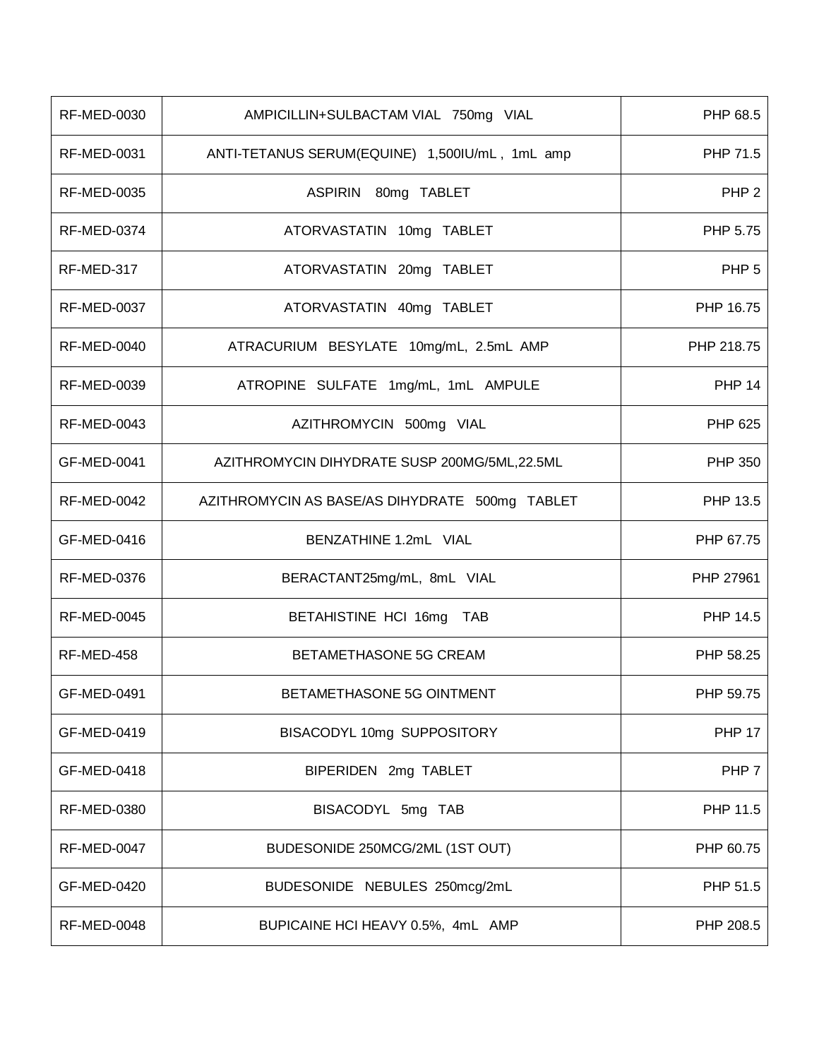| RF-MED-0030 | AMPICILLIN+SULBACTAM VIAL 750mg VIAL | PHP 68.5 |
|---|---|---|
| RF-MED-0031 | ANTI-TETANUS SERUM(EQUINE) 1,500IU/mL , 1mL amp | PHP 71.5 |
| RF-MED-0035 | ASPIRIN 80mg TABLET | PHP 2 |
| RF-MED-0374 | ATORVASTATIN 10mg TABLET | PHP 5.75 |
| RF-MED-317 | ATORVASTATIN 20mg TABLET | PHP 5 |
| RF-MED-0037 | ATORVASTATIN 40mg TABLET | PHP 16.75 |
| RF-MED-0040 | ATRACURIUM BESYLATE 10mg/mL, 2.5mL AMP | PHP 218.75 |
| RF-MED-0039 | ATROPINE SULFATE 1mg/mL, 1mL AMPULE | PHP 14 |
| RF-MED-0043 | AZITHROMYCIN 500mg VIAL | PHP 625 |
| GF-MED-0041 | AZITHROMYCIN DIHYDRATE SUSP 200MG/5ML,22.5ML | PHP 350 |
| RF-MED-0042 | AZITHROMYCIN AS BASE/AS DIHYDRATE 500mg TABLET | PHP 13.5 |
| GF-MED-0416 | BENZATHINE 1.2mL VIAL | PHP 67.75 |
| RF-MED-0376 | BERACTANT25mg/mL, 8mL VIAL | PHP 27961 |
| RF-MED-0045 | BETAHISTINE HCI 16mg TAB | PHP 14.5 |
| RF-MED-458 | BETAMETHASONE 5G CREAM | PHP 58.25 |
| GF-MED-0491 | BETAMETHASONE 5G OINTMENT | PHP 59.75 |
| GF-MED-0419 | BISACODYL 10mg SUPPOSITORY | PHP 17 |
| GF-MED-0418 | BIPERIDEN 2mg TABLET | PHP 7 |
| RF-MED-0380 | BISACODYL 5mg TAB | PHP 11.5 |
| RF-MED-0047 | BUDESONIDE 250MCG/2ML (1ST OUT) | PHP 60.75 |
| GF-MED-0420 | BUDESONIDE NEBULES 250mcg/2mL | PHP 51.5 |
| RF-MED-0048 | BUPICAINE HCI HEAVY 0.5%, 4mL AMP | PHP 208.5 |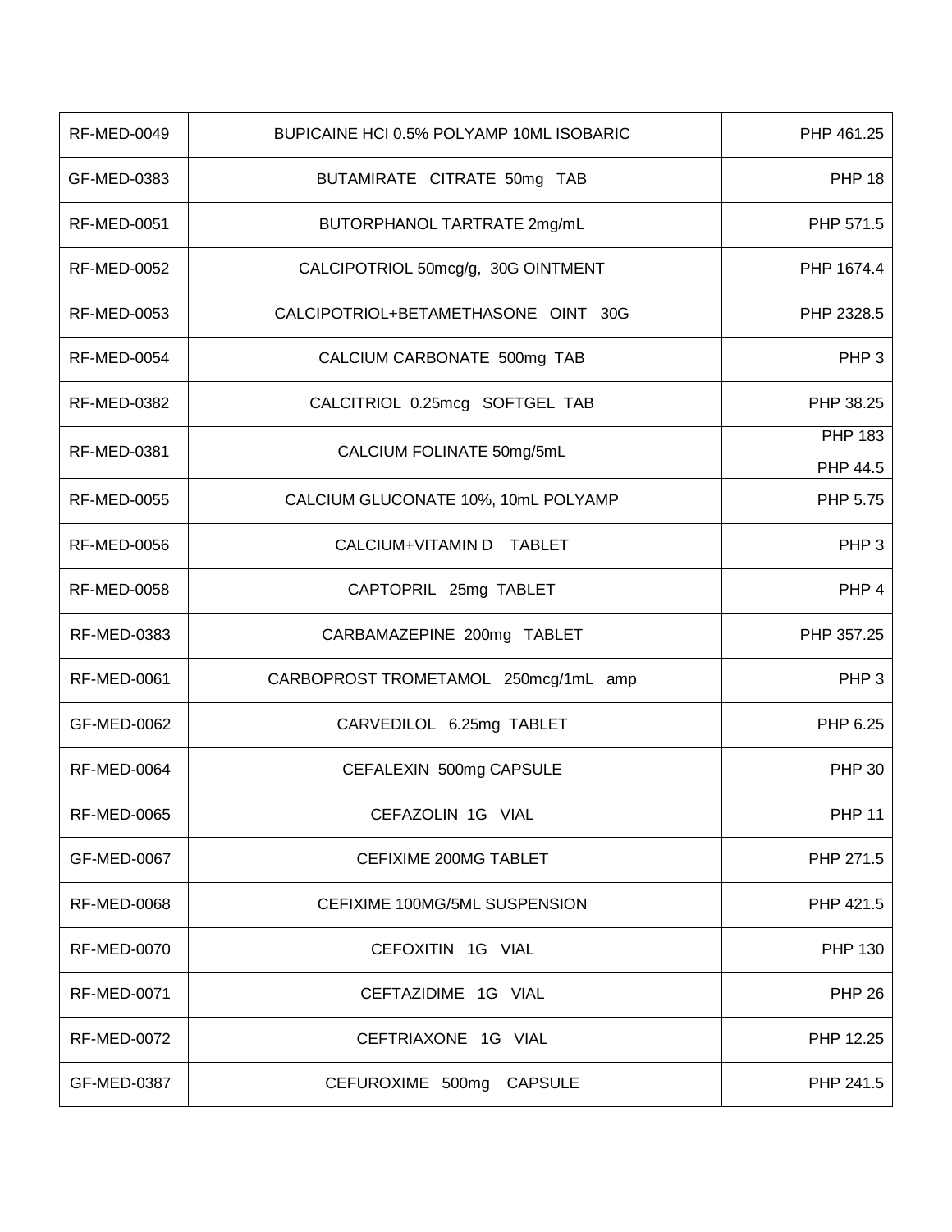| | | |
|---|---|---|
| RF-MED-0049 | BUPICAINE HCl 0.5% POLYAMP 10ML ISOBARIC | PHP 461.25 |
| GF-MED-0383 | BUTAMIRATE CITRATE 50mg TAB | PHP 18 |
| RF-MED-0051 | BUTORPHANOL TARTRATE 2mg/mL | PHP 571.5 |
| RF-MED-0052 | CALCIPOTRIOL 50mcg/g, 30G OINTMENT | PHP 1674.4 |
| RF-MED-0053 | CALCIPOTRIOL+BETAMETHASONE OINT 30G | PHP 2328.5 |
| RF-MED-0054 | CALCIUM CARBONATE 500mg TAB | PHP 3 |
| RF-MED-0382 | CALCITRIOL 0.25mcg SOFTGEL TAB | PHP 38.25 |
| RF-MED-0381 | CALCIUM FOLINATE 50mg/5mL | PHP 183<br>PHP 44.5 |
| RF-MED-0055 | CALCIUM GLUCONATE 10%, 10mL POLYAMP | PHP 5.75 |
| RF-MED-0056 | CALCIUM+VITAMIN D TABLET | PHP 3 |
| RF-MED-0058 | CAPTOPRIL 25mg TABLET | PHP 4 |
| RF-MED-0383 | CARBAMAZEPINE 200mg TABLET | PHP 357.25 |
| RF-MED-0061 | CARBOPROST TROMETAMOL 250mcg/1mL amp | PHP 3 |
| GF-MED-0062 | CARVEDILOL 6.25mg TABLET | PHP 6.25 |
| RF-MED-0064 | CEFALEXIN 500mg CAPSULE | PHP 30 |
| RF-MED-0065 | CEFAZOLIN 1G VIAL | PHP 11 |
| GF-MED-0067 | CEFIXIME 200MG TABLET | PHP 271.5 |
| RF-MED-0068 | CEFIXIME 100MG/5ML SUSPENSION | PHP 421.5 |
| RF-MED-0070 | CEFOXITIN 1G VIAL | PHP 130 |
| RF-MED-0071 | CEFTAZIDIME 1G VIAL | PHP 26 |
| RF-MED-0072 | CEFTRIAXONE 1G VIAL | PHP 12.25 |
| GF-MED-0387 | CEFUROXIME 500mg CAPSULE | PHP 241.5 |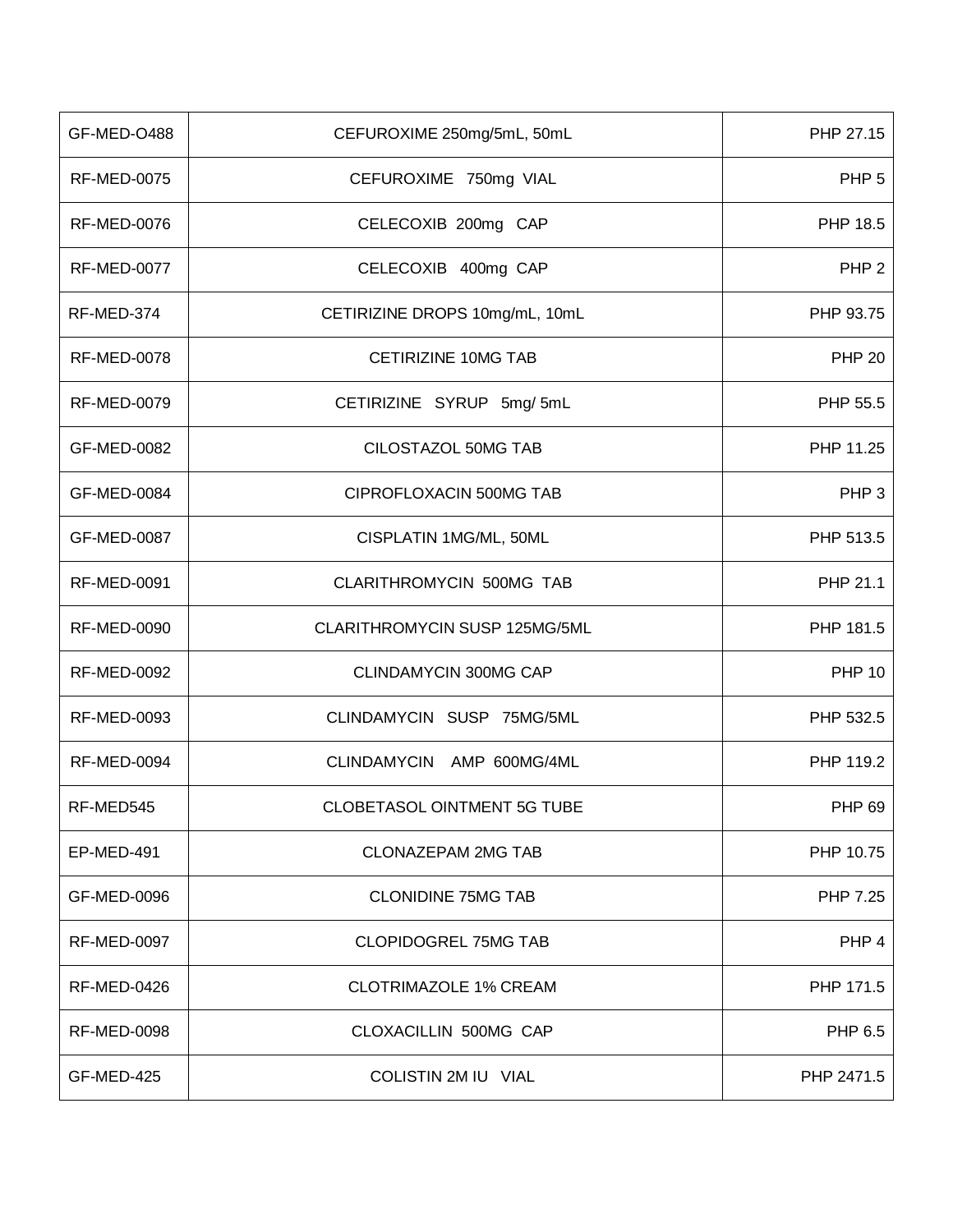| | | |
|---|---|---|
| GF-MED-O488 | CEFUROXIME 250mg/5mL, 50mL | PHP 27.15 |
| RF-MED-0075 | CEFUROXIME 750mg VIAL | PHP 5 |
| RF-MED-0076 | CELECOXIB 200mg CAP | PHP 18.5 |
| RF-MED-0077 | CELECOXIB 400mg CAP | PHP 2 |
| RF-MED-374 | CETIRIZINE DROPS 10mg/mL, 10mL | PHP 93.75 |
| RF-MED-0078 | CETIRIZINE 10MG TAB | PHP 20 |
| RF-MED-0079 | CETIRIZINE SYRUP 5mg/ 5mL | PHP 55.5 |
| GF-MED-0082 | CILOSTAZOL 50MG TAB | PHP 11.25 |
| GF-MED-0084 | CIPROFLOXACIN 500MG TAB | PHP 3 |
| GF-MED-0087 | CISPLATIN 1MG/ML, 50ML | PHP 513.5 |
| RF-MED-0091 | CLARITHROMYCIN 500MG TAB | PHP 21.1 |
| RF-MED-0090 | CLARITHROMYCIN SUSP 125MG/5ML | PHP 181.5 |
| RF-MED-0092 | CLINDAMYCIN 300MG CAP | PHP 10 |
| RF-MED-0093 | CLINDAMYCIN SUSP 75MG/5ML | PHP 532.5 |
| RF-MED-0094 | CLINDAMYCIN AMP 600MG/4ML | PHP 119.2 |
| RF-MED545 | CLOBETASOL OINTMENT 5G TUBE | PHP 69 |
| EP-MED-491 | CLONAZEPAM 2MG TAB | PHP 10.75 |
| GF-MED-0096 | CLONIDINE 75MG TAB | PHP 7.25 |
| RF-MED-0097 | CLOPIDOGREL 75MG TAB | PHP 4 |
| RF-MED-0426 | CLOTRIMAZOLE 1% CREAM | PHP 171.5 |
| RF-MED-0098 | CLOXACILLIN 500MG CAP | PHP 6.5 |
| GF-MED-425 | COLISTIN 2M IU VIAL | PHP 2471.5 |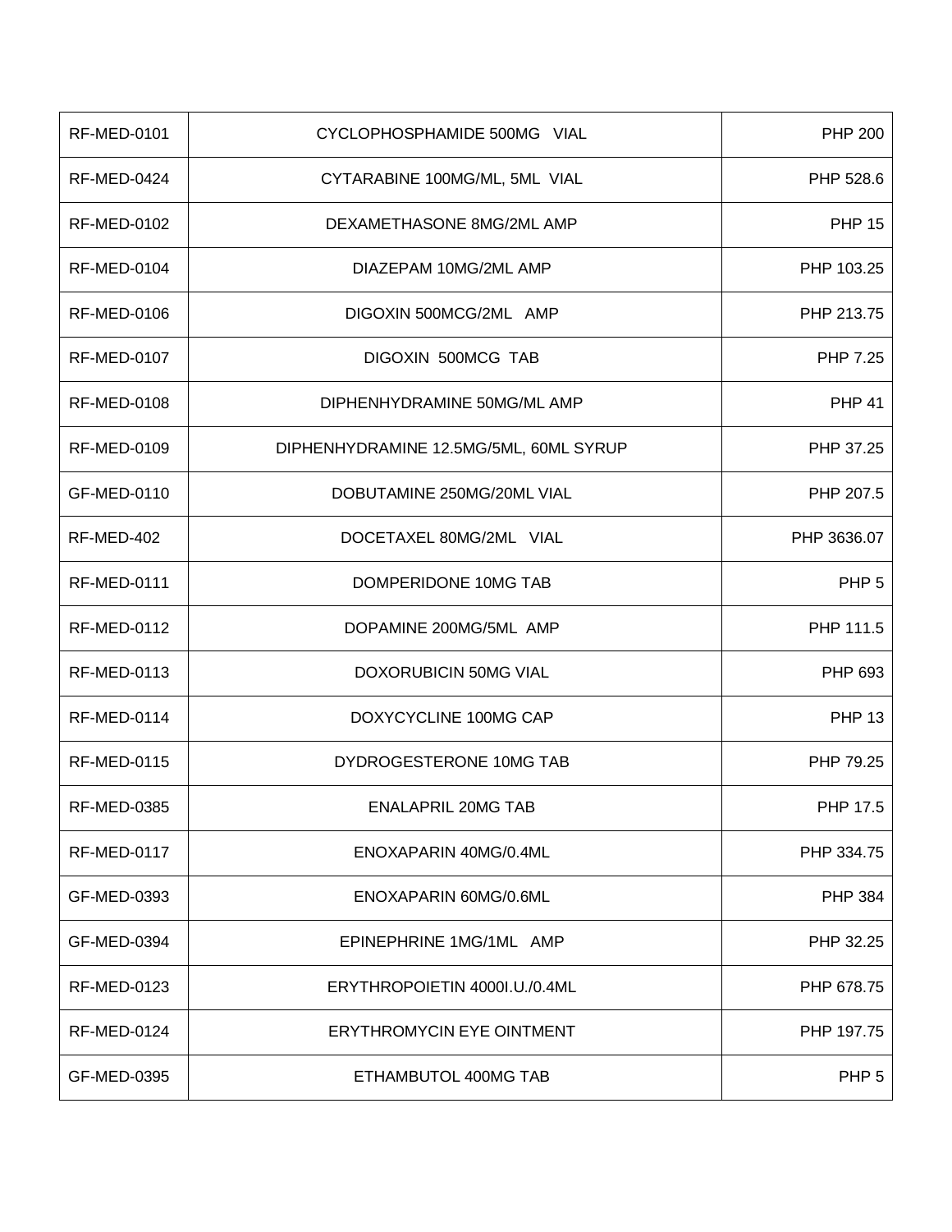| | | |
|---|---|---|
| RF-MED-0101 | CYCLOPHOSPHAMIDE 500MG VIAL | PHP 200 |
| RF-MED-0424 | CYTARABINE 100MG/ML, 5ML VIAL | PHP 528.6 |
| RF-MED-0102 | DEXAMETHASONE 8MG/2ML AMP | PHP 15 |
| RF-MED-0104 | DIAZEPAM 10MG/2ML AMP | PHP 103.25 |
| RF-MED-0106 | DIGOXIN 500MCG/2ML AMP | PHP 213.75 |
| RF-MED-0107 | DIGOXIN 500MCG TAB | PHP 7.25 |
| RF-MED-0108 | DIPHENHYDRAMINE 50MG/ML AMP | PHP 41 |
| RF-MED-0109 | DIPHENHYDRAMINE 12.5MG/5ML, 60ML SYRUP | PHP 37.25 |
| GF-MED-0110 | DOBUTAMINE 250MG/20ML VIAL | PHP 207.5 |
| RF-MED-402 | DOCETAXEL 80MG/2ML VIAL | PHP 3636.07 |
| RF-MED-0111 | DOMPERIDONE 10MG TAB | PHP 5 |
| RF-MED-0112 | DOPAMINE 200MG/5ML AMP | PHP 111.5 |
| RF-MED-0113 | DOXORUBICIN 50MG VIAL | PHP 693 |
| RF-MED-0114 | DOXYCYCLINE 100MG CAP | PHP 13 |
| RF-MED-0115 | DYDROGESTERONE 10MG TAB | PHP 79.25 |
| RF-MED-0385 | ENALAPRIL 20MG TAB | PHP 17.5 |
| RF-MED-0117 | ENOXAPARIN 40MG/0.4ML | PHP 334.75 |
| GF-MED-0393 | ENOXAPARIN 60MG/0.6ML | PHP 384 |
| GF-MED-0394 | EPINEPHRINE 1MG/1ML AMP | PHP 32.25 |
| RF-MED-0123 | ERYTHROPOIETIN 4000I.U./0.4ML | PHP 678.75 |
| RF-MED-0124 | ERYTHROMYCIN EYE OINTMENT | PHP 197.75 |
| GF-MED-0395 | ETHAMBUTOL 400MG TAB | PHP 5 |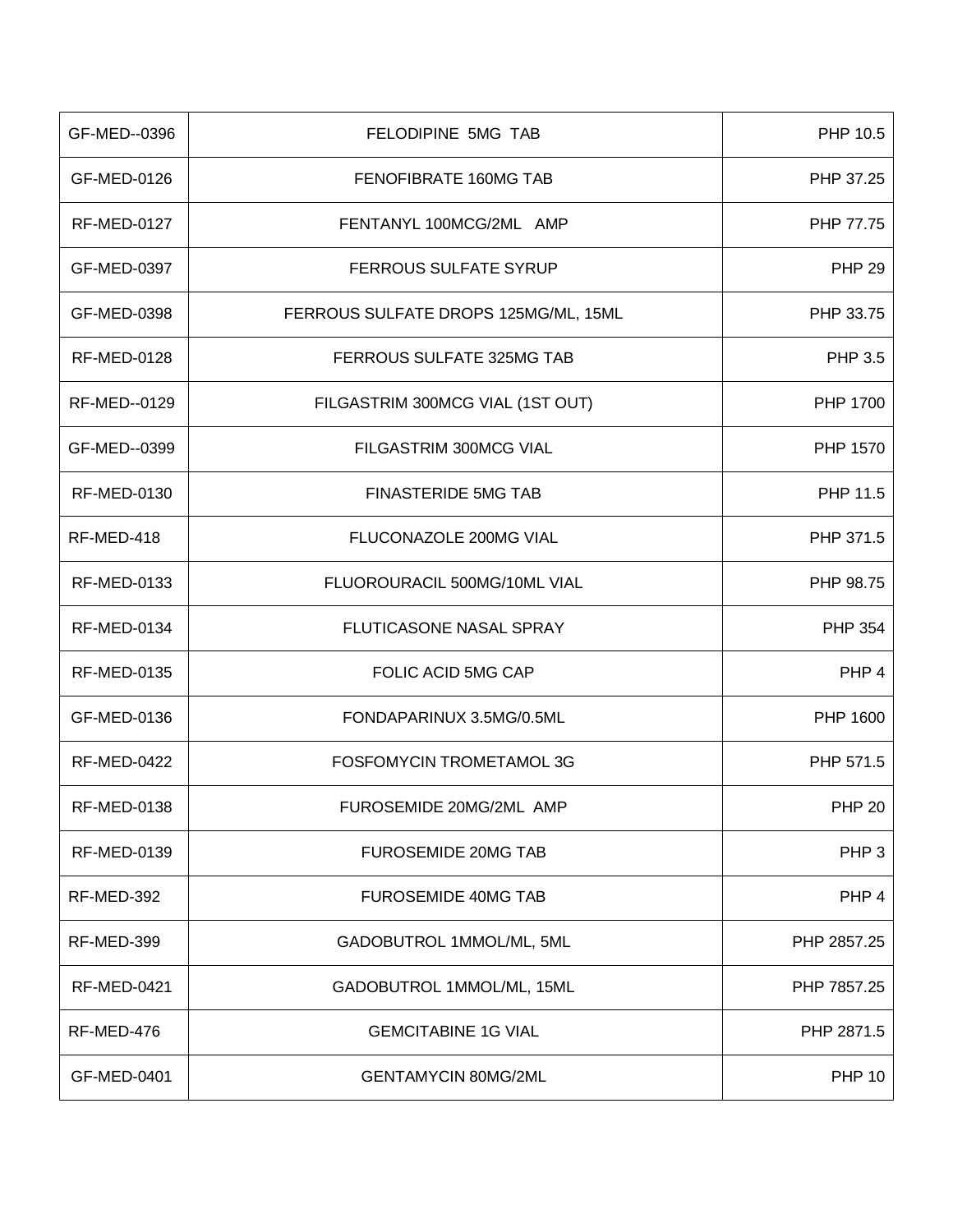| | | |
|---|---|---|
| GF-MED--0396 | FELODIPINE 5MG TAB | PHP 10.5 |
| GF-MED-0126 | FENOFIBRATE 160MG TAB | PHP 37.25 |
| RF-MED-0127 | FENTANYL 100MCG/2ML AMP | PHP 77.75 |
| GF-MED-0397 | FERROUS SULFATE SYRUP | PHP 29 |
| GF-MED-0398 | FERROUS SULFATE DROPS 125MG/ML, 15ML | PHP 33.75 |
| RF-MED-0128 | FERROUS SULFATE 325MG TAB | PHP 3.5 |
| RF-MED--0129 | FILGASTRIM 300MCG VIAL (1ST OUT) | PHP 1700 |
| GF-MED--0399 | FILGASTRIM 300MCG VIAL | PHP 1570 |
| RF-MED-0130 | FINASTERIDE 5MG TAB | PHP 11.5 |
| RF-MED-418 | FLUCONAZOLE 200MG VIAL | PHP 371.5 |
| RF-MED-0133 | FLUOROURACIL 500MG/10ML VIAL | PHP 98.75 |
| RF-MED-0134 | FLUTICASONE NASAL SPRAY | PHP 354 |
| RF-MED-0135 | FOLIC ACID 5MG CAP | PHP 4 |
| GF-MED-0136 | FONDAPARINUX 3.5MG/0.5ML | PHP 1600 |
| RF-MED-0422 | FOSFOMYCIN TROMETAMOL 3G | PHP 571.5 |
| RF-MED-0138 | FUROSEMIDE 20MG/2ML AMP | PHP 20 |
| RF-MED-0139 | FUROSEMIDE 20MG TAB | PHP 3 |
| RF-MED-392 | FUROSEMIDE 40MG TAB | PHP 4 |
| RF-MED-399 | GADOBUTROL 1MMOL/ML, 5ML | PHP 2857.25 |
| RF-MED-0421 | GADOBUTROL 1MMOL/ML, 15ML | PHP 7857.25 |
| RF-MED-476 | GEMCITABINE 1G VIAL | PHP 2871.5 |
| GF-MED-0401 | GENTAMYCIN 80MG/2ML | PHP 10 |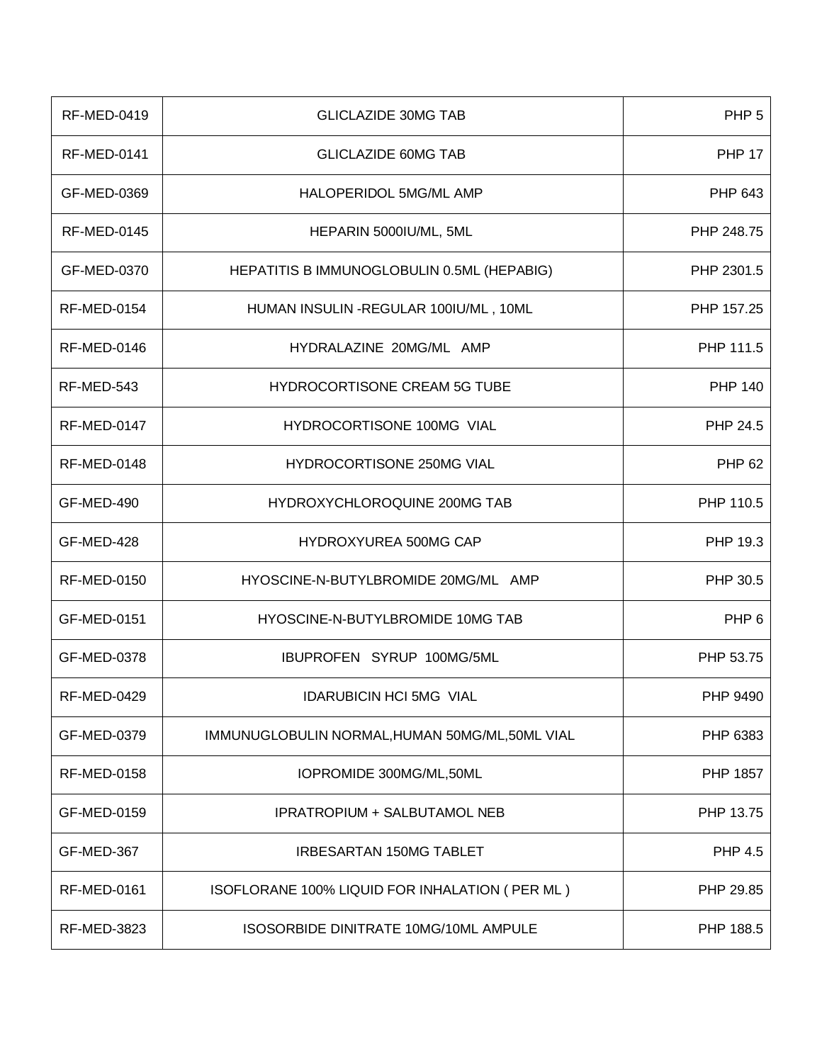| RF-MED-0419 | GLICLAZIDE 30MG TAB | PHP 5 |
|---|---|---|
| RF-MED-0141 | GLICLAZIDE 60MG TAB | PHP 17 |
| GF-MED-0369 | HALOPERIDOL 5MG/ML AMP | PHP 643 |
| RF-MED-0145 | HEPARIN 5000IU/ML, 5ML | PHP 248.75 |
| GF-MED-0370 | HEPATITIS B IMMUNOGLOBULIN 0.5ML (HEPABIG) | PHP 2301.5 |
| RF-MED-0154 | HUMAN INSULIN -REGULAR 100IU/ML , 10ML | PHP 157.25 |
| RF-MED-0146 | HYDRALAZINE 20MG/ML AMP | PHP 111.5 |
| RF-MED-543 | HYDROCORTISONE CREAM 5G TUBE | PHP 140 |
| RF-MED-0147 | HYDROCORTISONE 100MG VIAL | PHP 24.5 |
| RF-MED-0148 | HYDROCORTISONE 250MG VIAL | PHP 62 |
| GF-MED-490 | HYDROXYCHLOROQUINE 200MG TAB | PHP 110.5 |
| GF-MED-428 | HYDROXYUREA 500MG CAP | PHP 19.3 |
| RF-MED-0150 | HYOSCINE-N-BUTYLBROMIDE 20MG/ML AMP | PHP 30.5 |
| GF-MED-0151 | HYOSCINE-N-BUTYLBROMIDE 10MG TAB | PHP 6 |
| GF-MED-0378 | IBUPROFEN SYRUP 100MG/5ML | PHP 53.75 |
| RF-MED-0429 | IDARUBICIN HCI 5MG VIAL | PHP 9490 |
| GF-MED-0379 | IMMUNUGLOBULIN NORMAL,HUMAN 50MG/ML,50ML VIAL | PHP 6383 |
| RF-MED-0158 | IOPROMIDE 300MG/ML,50ML | PHP 1857 |
| GF-MED-0159 | IPRATROPIUM + SALBUTAMOL NEB | PHP 13.75 |
| GF-MED-367 | IRBESARTAN 150MG TABLET | PHP 4.5 |
| RF-MED-0161 | ISOFLORANE 100% LIQUID FOR INHALATION ( PER ML ) | PHP 29.85 |
| RF-MED-3823 | ISOSORBIDE DINITRATE 10MG/10ML AMPULE | PHP 188.5 |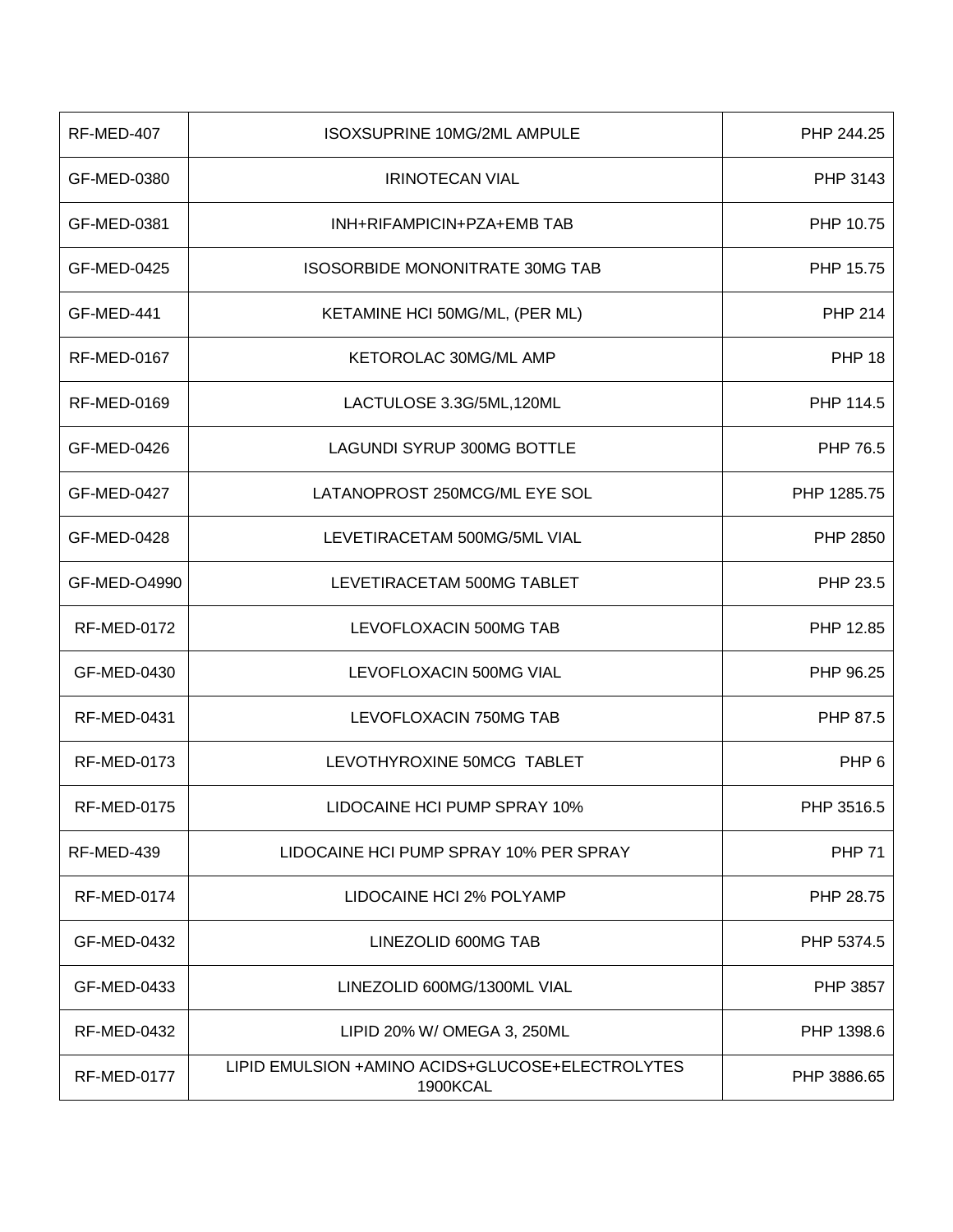| RF-MED-407 | ISOXSUPRINE 10MG/2ML AMPULE | PHP 244.25 |
|---|---|---|
| GF-MED-0380 | IRINOTECAN VIAL | PHP 3143 |
| GF-MED-0381 | INH+RIFAMPICIN+PZA+EMB TAB | PHP 10.75 |
| GF-MED-0425 | ISOSORBIDE MONONITRATE 30MG TAB | PHP 15.75 |
| GF-MED-441 | KETAMINE HCI 50MG/ML, (PER ML) | PHP 214 |
| RF-MED-0167 | KETOROLAC 30MG/ML AMP | PHP 18 |
| RF-MED-0169 | LACTULOSE 3.3G/5ML,120ML | PHP 114.5 |
| GF-MED-0426 | LAGUNDI SYRUP 300MG BOTTLE | PHP 76.5 |
| GF-MED-0427 | LATANOPROST 250MCG/ML EYE SOL | PHP 1285.75 |
| GF-MED-0428 | LEVETIRACETAM 500MG/5ML VIAL | PHP 2850 |
| GF-MED-O4990 | LEVETIRACETAM 500MG TABLET | PHP 23.5 |
| RF-MED-0172 | LEVOFLOXACIN 500MG TAB | PHP 12.85 |
| GF-MED-0430 | LEVOFLOXACIN 500MG VIAL | PHP 96.25 |
| RF-MED-0431 | LEVOFLOXACIN 750MG TAB | PHP 87.5 |
| RF-MED-0173 | LEVOTHYROXINE 50MCG TABLET | PHP 6 |
| RF-MED-0175 | LIDOCAINE HCI PUMP SPRAY 10% | PHP 3516.5 |
| RF-MED-439 | LIDOCAINE HCI PUMP SPRAY 10% PER SPRAY | PHP 71 |
| RF-MED-0174 | LIDOCAINE HCI 2% POLYAMP | PHP 28.75 |
| GF-MED-0432 | LINEZOLID 600MG TAB | PHP 5374.5 |
| GF-MED-0433 | LINEZOLID 600MG/1300ML VIAL | PHP 3857 |
| RF-MED-0432 | LIPID 20% W/ OMEGA 3, 250ML | PHP 1398.6 |
| RF-MED-0177 | LIPID EMULSION +AMINO ACIDS+GLUCOSE+ELECTROLYTES 1900KCAL | PHP 3886.65 |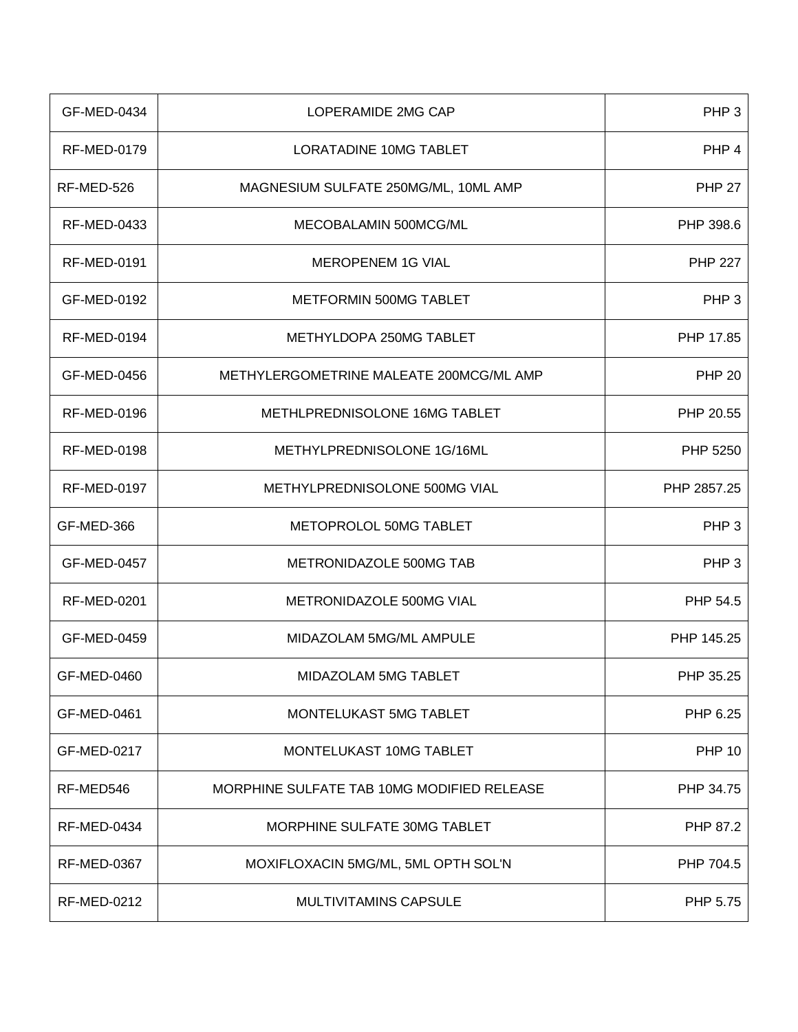| | | |
|---|---|---|
| GF-MED-0434 | LOPERAMIDE 2MG CAP | PHP 3 |
| RF-MED-0179 | LORATADINE 10MG TABLET | PHP 4 |
| RF-MED-526 | MAGNESIUM SULFATE 250MG/ML, 10ML AMP | PHP 27 |
| RF-MED-0433 | MECOBALAMIN 500MCG/ML | PHP 398.6 |
| RF-MED-0191 | MEROPENEM 1G VIAL | PHP 227 |
| GF-MED-0192 | METFORMIN 500MG TABLET | PHP 3 |
| RF-MED-0194 | METHYLDOPA 250MG TABLET | PHP 17.85 |
| GF-MED-0456 | METHYLERGOMETRINE MALEATE 200MCG/ML AMP | PHP 20 |
| RF-MED-0196 | METHLPREDNISOLONE 16MG TABLET | PHP 20.55 |
| RF-MED-0198 | METHYLPREDNISOLONE 1G/16ML | PHP 5250 |
| RF-MED-0197 | METHYLPREDNISOLONE 500MG VIAL | PHP 2857.25 |
| GF-MED-366 | METOPROLOL 50MG TABLET | PHP 3 |
| GF-MED-0457 | METRONIDAZOLE 500MG TAB | PHP 3 |
| RF-MED-0201 | METRONIDAZOLE 500MG VIAL | PHP 54.5 |
| GF-MED-0459 | MIDAZOLAM 5MG/ML AMPULE | PHP 145.25 |
| GF-MED-0460 | MIDAZOLAM 5MG TABLET | PHP 35.25 |
| GF-MED-0461 | MONTELUKAST 5MG TABLET | PHP 6.25 |
| GF-MED-0217 | MONTELUKAST 10MG TABLET | PHP 10 |
| RF-MED546 | MORPHINE SULFATE TAB 10MG MODIFIED RELEASE | PHP 34.75 |
| RF-MED-0434 | MORPHINE SULFATE 30MG TABLET | PHP 87.2 |
| RF-MED-0367 | MOXIFLOXACIN 5MG/ML, 5ML OPTH SOL'N | PHP 704.5 |
| RF-MED-0212 | MULTIVITAMINS CAPSULE | PHP 5.75 |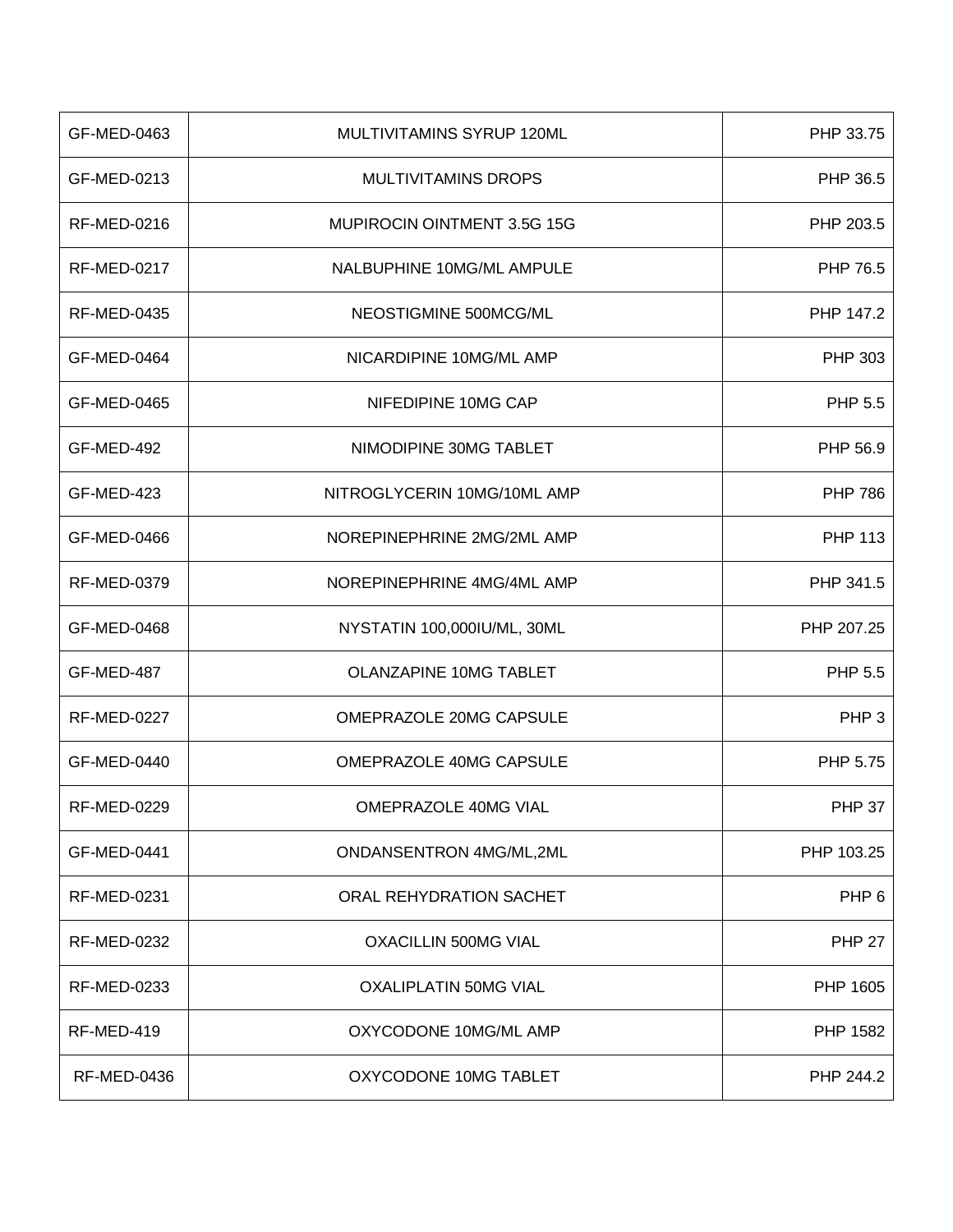| GF-MED-0463 | MULTIVITAMINS SYRUP 120ML | PHP 33.75 |
|---|---|---|
| GF-MED-0213 | MULTIVITAMINS DROPS | PHP 36.5 |
| RF-MED-0216 | MUPIROCIN OINTMENT 3.5G 15G | PHP 203.5 |
| RF-MED-0217 | NALBUPHINE 10MG/ML AMPULE | PHP 76.5 |
| RF-MED-0435 | NEOSTIGMINE 500MCG/ML | PHP 147.2 |
| GF-MED-0464 | NICARDIPINE 10MG/ML AMP | PHP 303 |
| GF-MED-0465 | NIFEDIPINE 10MG CAP | PHP 5.5 |
| GF-MED-492 | NIMODIPINE 30MG TABLET | PHP 56.9 |
| GF-MED-423 | NITROGLYCERIN 10MG/10ML AMP | PHP 786 |
| GF-MED-0466 | NOREPINEPHRINE 2MG/2ML AMP | PHP 113 |
| RF-MED-0379 | NOREPINEPHRINE 4MG/4ML AMP | PHP 341.5 |
| GF-MED-0468 | NYSTATIN 100,000IU/ML, 30ML | PHP 207.25 |
| GF-MED-487 | OLANZAPINE 10MG TABLET | PHP 5.5 |
| RF-MED-0227 | OMEPRAZOLE 20MG CAPSULE | PHP 3 |
| GF-MED-0440 | OMEPRAZOLE 40MG CAPSULE | PHP 5.75 |
| RF-MED-0229 | OMEPRAZOLE 40MG VIAL | PHP 37 |
| GF-MED-0441 | ONDANSENTRON 4MG/ML,2ML | PHP 103.25 |
| RF-MED-0231 | ORAL REHYDRATION SACHET | PHP 6 |
| RF-MED-0232 | OXACILLIN 500MG VIAL | PHP 27 |
| RF-MED-0233 | OXALIPLATIN 50MG VIAL | PHP 1605 |
| RF-MED-419 | OXYCODONE 10MG/ML AMP | PHP 1582 |
| RF-MED-0436 | OXYCODONE 10MG TABLET | PHP 244.2 |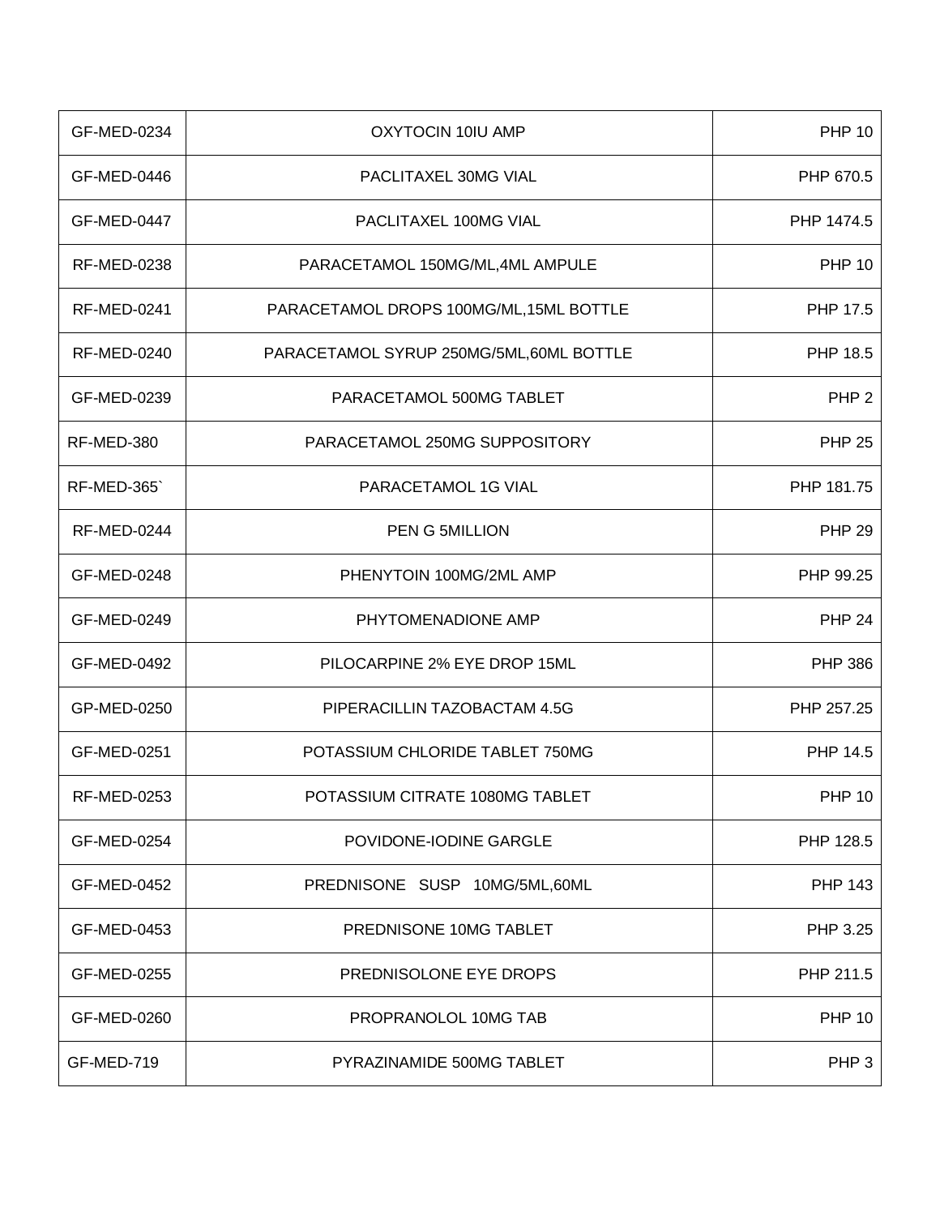| GF-MED-0234 | OXYTOCIN 10IU AMP | PHP 10 |
|---|---|---|
| GF-MED-0446 | PACLITAXEL 30MG VIAL | PHP 670.5 |
| GF-MED-0447 | PACLITAXEL 100MG VIAL | PHP 1474.5 |
| RF-MED-0238 | PARACETAMOL 150MG/ML,4ML AMPULE | PHP 10 |
| RF-MED-0241 | PARACETAMOL DROPS 100MG/ML,15ML BOTTLE | PHP 17.5 |
| RF-MED-0240 | PARACETAMOL SYRUP 250MG/5ML,60ML BOTTLE | PHP 18.5 |
| GF-MED-0239 | PARACETAMOL 500MG TABLET | PHP 2 |
| RF-MED-380 | PARACETAMOL 250MG SUPPOSITORY | PHP 25 |
| RF-MED-365` | PARACETAMOL 1G VIAL | PHP 181.75 |
| RF-MED-0244 | PEN G 5MILLION | PHP 29 |
| GF-MED-0248 | PHENYTOIN 100MG/2ML AMP | PHP 99.25 |
| GF-MED-0249 | PHYTOMENADIONE AMP | PHP 24 |
| GF-MED-0492 | PILOCARPINE 2% EYE DROP 15ML | PHP 386 |
| GP-MED-0250 | PIPERACILLIN TAZOBACTAM 4.5G | PHP 257.25 |
| GF-MED-0251 | POTASSIUM CHLORIDE TABLET 750MG | PHP 14.5 |
| RF-MED-0253 | POTASSIUM CITRATE 1080MG TABLET | PHP 10 |
| GF-MED-0254 | POVIDONE-IODINE GARGLE | PHP 128.5 |
| GF-MED-0452 | PREDNISONE SUSP 10MG/5ML,60ML | PHP 143 |
| GF-MED-0453 | PREDNISONE 10MG TABLET | PHP 3.25 |
| GF-MED-0255 | PREDNISOLONE EYE DROPS | PHP 211.5 |
| GF-MED-0260 | PROPRANOLOL 10MG TAB | PHP 10 |
| GF-MED-719 | PYRAZINAMIDE 500MG TABLET | PHP 3 |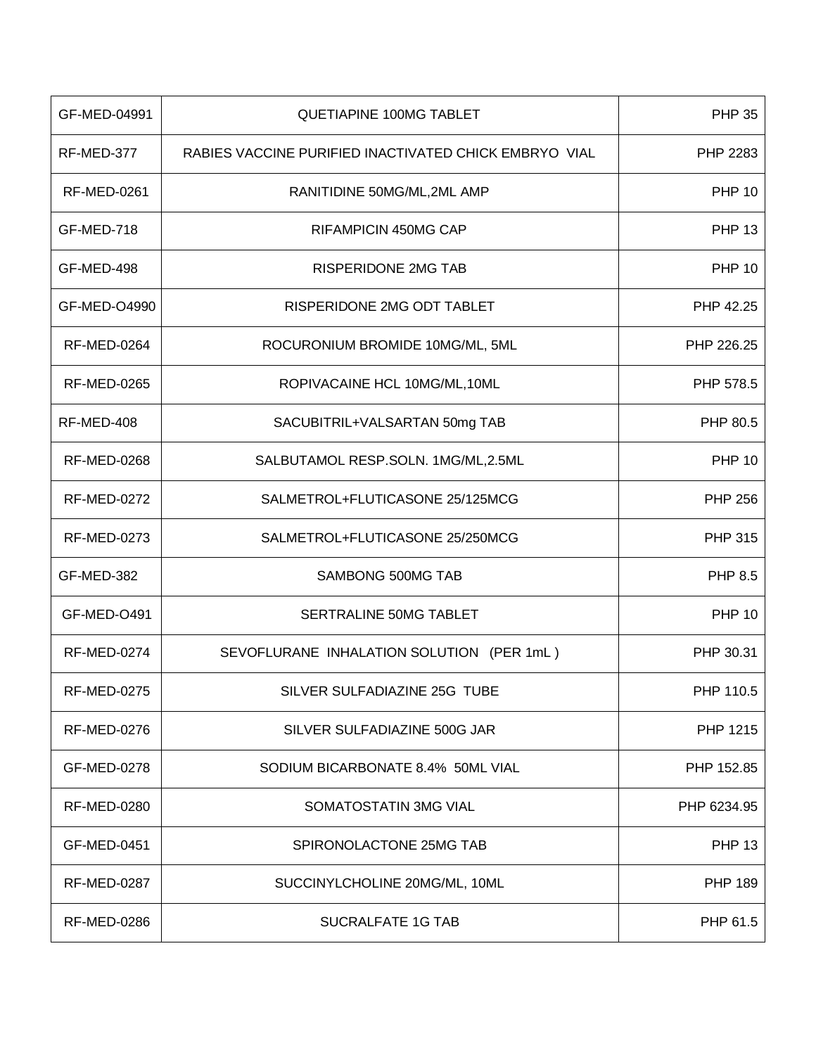| GF-MED-04991 | QUETIAPINE 100MG TABLET | PHP 35 |
|---|---|---|
| RF-MED-377 | RABIES VACCINE PURIFIED INACTIVATED CHICK EMBRYO VIAL | PHP 2283 |
| RF-MED-0261 | RANITIDINE 50MG/ML,2ML AMP | PHP 10 |
| GF-MED-718 | RIFAMPICIN 450MG CAP | PHP 13 |
| GF-MED-498 | RISPERIDONE 2MG TAB | PHP 10 |
| GF-MED-O4990 | RISPERIDONE 2MG ODT TABLET | PHP 42.25 |
| RF-MED-0264 | ROCURONIUM BROMIDE 10MG/ML, 5ML | PHP 226.25 |
| RF-MED-0265 | ROPIVACAINE HCL 10MG/ML,10ML | PHP 578.5 |
| RF-MED-408 | SACUBITRIL+VALSARTAN 50mg TAB | PHP 80.5 |
| RF-MED-0268 | SALBUTAMOL RESP.SOLN. 1MG/ML,2.5ML | PHP 10 |
| RF-MED-0272 | SALMETROL+FLUTICASONE 25/125MCG | PHP 256 |
| RF-MED-0273 | SALMETROL+FLUTICASONE 25/250MCG | PHP 315 |
| GF-MED-382 | SAMBONG 500MG TAB | PHP 8.5 |
| GF-MED-O491 | SERTRALINE 50MG TABLET | PHP 10 |
| RF-MED-0274 | SEVOFLURANE INHALATION SOLUTION (PER 1mL ) | PHP 30.31 |
| RF-MED-0275 | SILVER SULFADIAZINE 25G TUBE | PHP 110.5 |
| RF-MED-0276 | SILVER SULFADIAZINE 500G JAR | PHP 1215 |
| GF-MED-0278 | SODIUM BICARBONATE 8.4% 50ML VIAL | PHP 152.85 |
| RF-MED-0280 | SOMATOSTATIN 3MG VIAL | PHP 6234.95 |
| GF-MED-0451 | SPIRONOLACTONE 25MG TAB | PHP 13 |
| RF-MED-0287 | SUCCINYLCHOLINE 20MG/ML, 10ML | PHP 189 |
| RF-MED-0286 | SUCRALFATE 1G TAB | PHP 61.5 |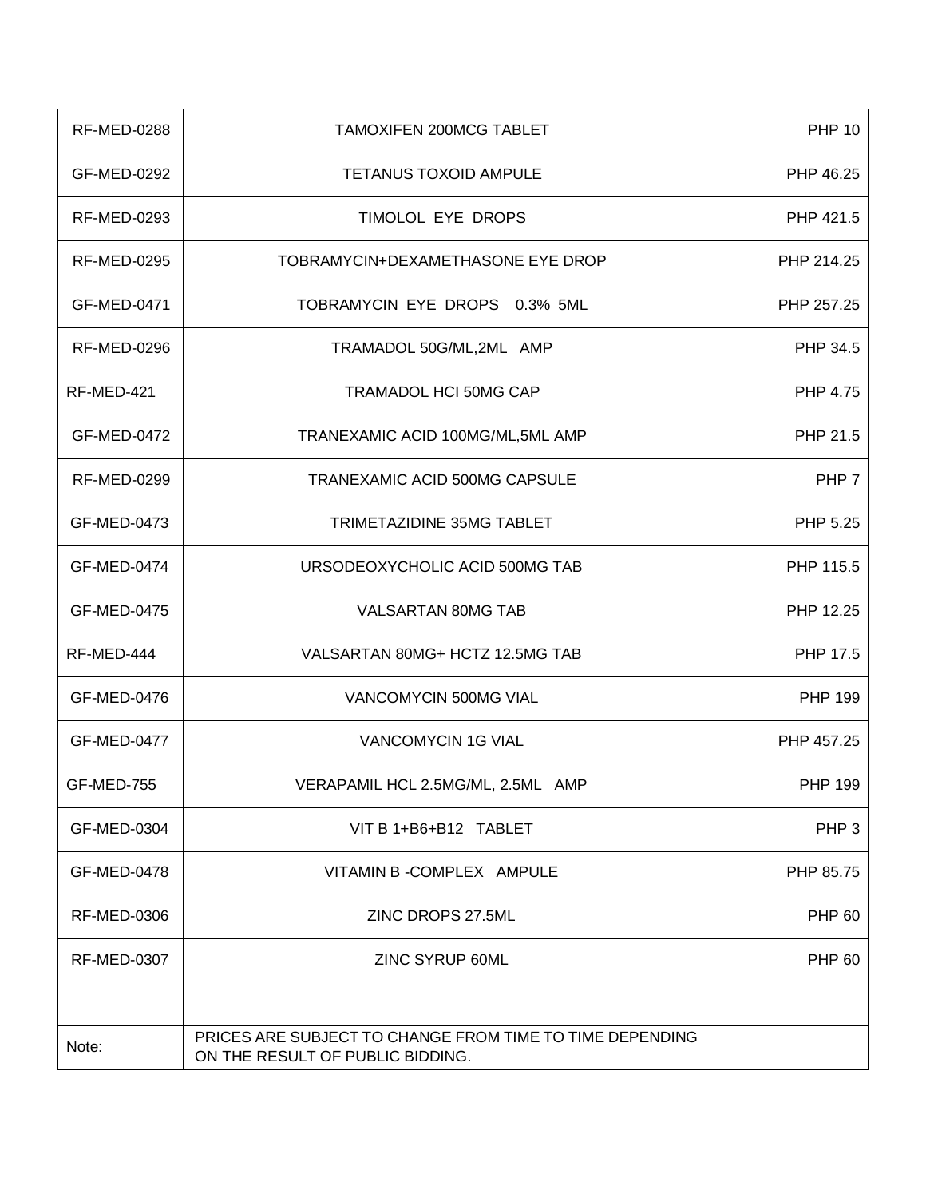| RF-MED-0288 | TAMOXIFEN 200MCG TABLET | PHP 10 |
|---|---|---|
| GF-MED-0292 | TETANUS TOXOID AMPULE | PHP 46.25 |
| RF-MED-0293 | TIMOLOL EYE DROPS | PHP 421.5 |
| RF-MED-0295 | TOBRAMYCIN+DEXAMETHASONE EYE DROP | PHP 214.25 |
| GF-MED-0471 | TOBRAMYCIN EYE DROPS 0.3% 5ML | PHP 257.25 |
| RF-MED-0296 | TRAMADOL 50G/ML,2ML AMP | PHP 34.5 |
| RF-MED-421 | TRAMADOL HCI 50MG CAP | PHP 4.75 |
| GF-MED-0472 | TRANEXAMIC ACID 100MG/ML,5ML AMP | PHP 21.5 |
| RF-MED-0299 | TRANEXAMIC ACID 500MG CAPSULE | PHP 7 |
| GF-MED-0473 | TRIMETAZIDINE 35MG TABLET | PHP 5.25 |
| GF-MED-0474 | URSODEOXYCHOLIC ACID 500MG TAB | PHP 115.5 |
| GF-MED-0475 | VALSARTAN 80MG TAB | PHP 12.25 |
| RF-MED-444 | VALSARTAN 80MG+ HCTZ 12.5MG TAB | PHP 17.5 |
| GF-MED-0476 | VANCOMYCIN 500MG VIAL | PHP 199 |
| GF-MED-0477 | VANCOMYCIN 1G VIAL | PHP 457.25 |
| GF-MED-755 | VERAPAMIL HCL 2.5MG/ML, 2.5ML AMP | PHP 199 |
| GF-MED-0304 | VIT B 1+B6+B12 TABLET | PHP 3 |
| GF-MED-0478 | VITAMIN B -COMPLEX AMPULE | PHP 85.75 |
| RF-MED-0306 | ZINC DROPS 27.5ML | PHP 60 |
| RF-MED-0307 | ZINC SYRUP 60ML | PHP 60 |
| | | |
| Note: | PRICES ARE SUBJECT TO CHANGE FROM TIME TO TIME DEPENDING ON THE RESULT OF PUBLIC BIDDING. | |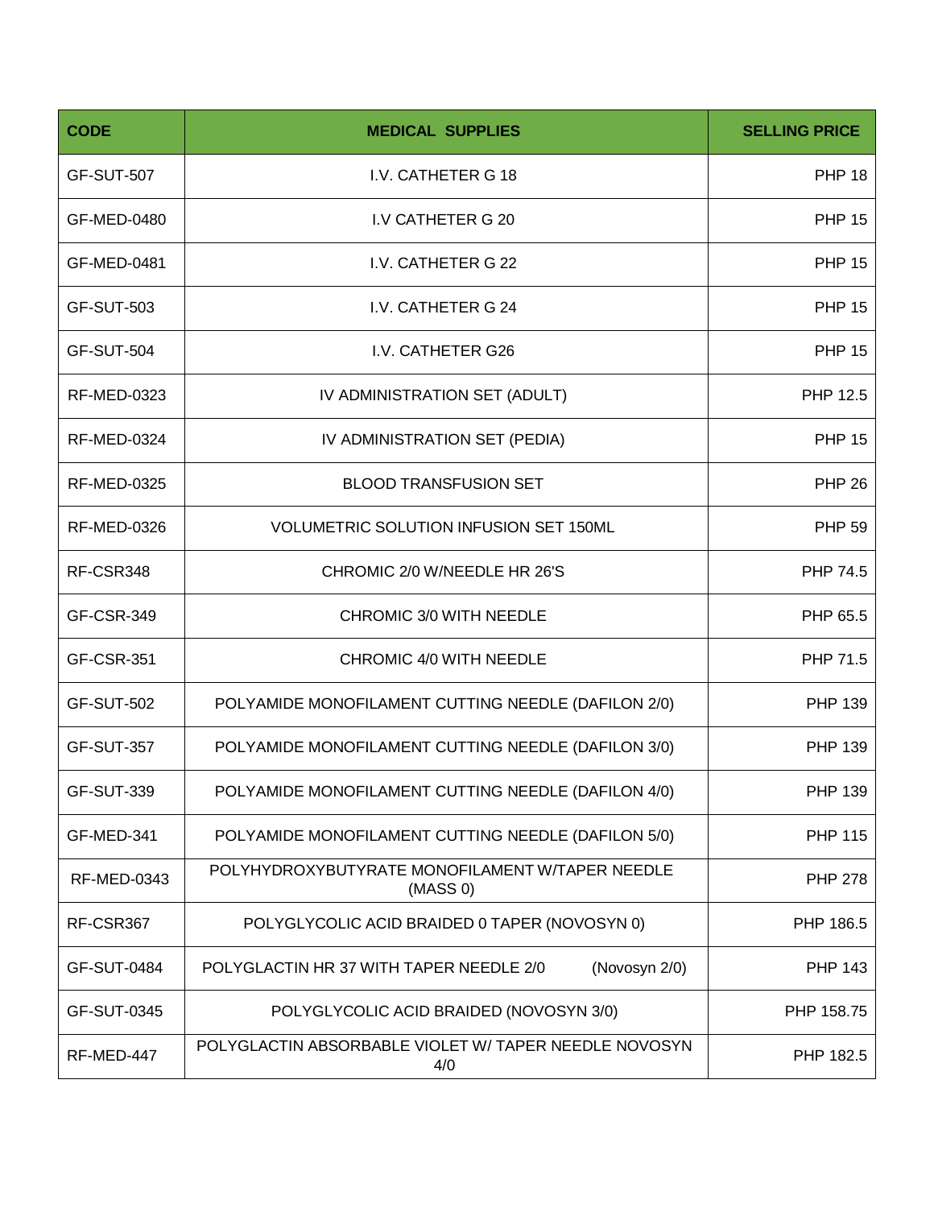| CODE | MEDICAL  SUPPLIES | SELLING PRICE |
|---|---|---|
| GF-SUT-507 | I.V. CATHETER G 18 | PHP 18 |
| GF-MED-0480 | I.V CATHETER G 20 | PHP 15 |
| GF-MED-0481 | I.V. CATHETER G 22 | PHP 15 |
| GF-SUT-503 | I.V. CATHETER G 24 | PHP 15 |
| GF-SUT-504 | I.V. CATHETER G26 | PHP 15 |
| RF-MED-0323 | IV ADMINISTRATION SET (ADULT) | PHP 12.5 |
| RF-MED-0324 | IV ADMINISTRATION SET (PEDIA) | PHP 15 |
| RF-MED-0325 | BLOOD TRANSFUSION SET | PHP 26 |
| RF-MED-0326 | VOLUMETRIC SOLUTION INFUSION SET 150ML | PHP 59 |
| RF-CSR348 | CHROMIC 2/0 W/NEEDLE HR 26'S | PHP 74.5 |
| GF-CSR-349 | CHROMIC 3/0 WITH NEEDLE | PHP 65.5 |
| GF-CSR-351 | CHROMIC 4/0 WITH NEEDLE | PHP 71.5 |
| GF-SUT-502 | POLYAMIDE MONOFILAMENT CUTTING NEEDLE (DAFILON 2/0) | PHP 139 |
| GF-SUT-357 | POLYAMIDE MONOFILAMENT CUTTING NEEDLE (DAFILON 3/0) | PHP 139 |
| GF-SUT-339 | POLYAMIDE MONOFILAMENT CUTTING NEEDLE (DAFILON 4/0) | PHP 139 |
| GF-MED-341 | POLYAMIDE MONOFILAMENT CUTTING NEEDLE (DAFILON 5/0) | PHP 115 |
| RF-MED-0343 | POLYHYDROXYBUTYRATE MONOFILAMENT W/TAPER NEEDLE (MASS 0) | PHP 278 |
| RF-CSR367 | POLYGLYCOLIC ACID BRAIDED 0 TAPER (NOVOSYN 0) | PHP 186.5 |
| GF-SUT-0484 | POLYGLACTIN HR 37 WITH TAPER NEEDLE 2/0 (Novosyn 2/0) | PHP 143 |
| GF-SUT-0345 | POLYGLYCOLIC ACID BRAIDED (NOVOSYN 3/0) | PHP 158.75 |
| RF-MED-447 | POLYGLACTIN ABSORBABLE VIOLET W/ TAPER NEEDLE NOVOSYN 4/0 | PHP 182.5 |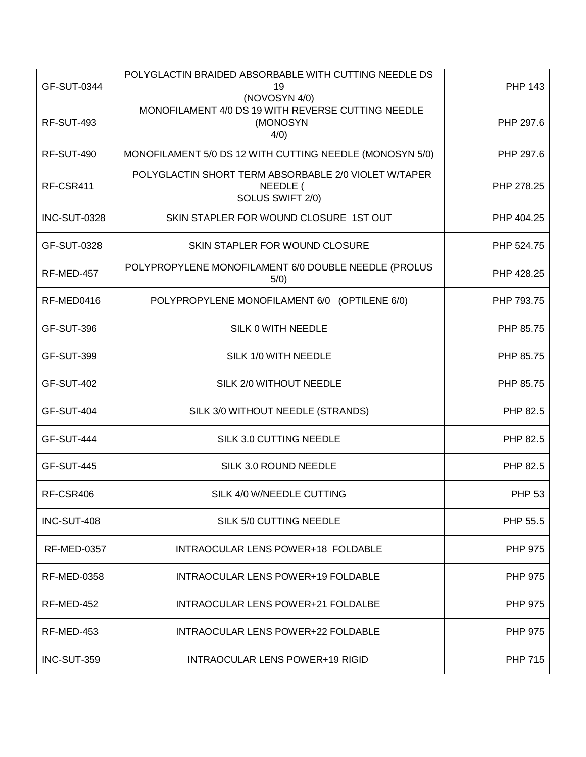| | | |
|---|---|---|
| GF-SUT-0344 | POLYGLACTIN BRAIDED ABSORBABLE WITH CUTTING NEEDLE DS 19 (NOVOSYN 4/0) | PHP 143 |
| RF-SUT-493 | MONOFILAMENT 4/0 DS 19 WITH REVERSE CUTTING NEEDLE (MONOSYN 4/0) | PHP 297.6 |
| RF-SUT-490 | MONOFILAMENT 5/0 DS 12 WITH CUTTING NEEDLE (MONOSYN 5/0) | PHP 297.6 |
| RF-CSR411 | POLYGLACTIN SHORT TERM ABSORBABLE 2/0 VIOLET W/TAPER NEEDLE ( SOLUS SWIFT 2/0) | PHP 278.25 |
| INC-SUT-0328 | SKIN STAPLER FOR WOUND CLOSURE 1ST OUT | PHP 404.25 |
| GF-SUT-0328 | SKIN STAPLER FOR WOUND CLOSURE | PHP 524.75 |
| RF-MED-457 | POLYPROPYLENE MONOFILAMENT 6/0 DOUBLE NEEDLE (PROLUS 5/0) | PHP 428.25 |
| RF-MED0416 | POLYPROPYLENE MONOFILAMENT 6/0 (OPTILENE 6/0) | PHP 793.75 |
| GF-SUT-396 | SILK 0 WITH NEEDLE | PHP 85.75 |
| GF-SUT-399 | SILK 1/0 WITH NEEDLE | PHP 85.75 |
| GF-SUT-402 | SILK 2/0 WITHOUT NEEDLE | PHP 85.75 |
| GF-SUT-404 | SILK 3/0 WITHOUT NEEDLE (STRANDS) | PHP 82.5 |
| GF-SUT-444 | SILK 3.0 CUTTING NEEDLE | PHP 82.5 |
| GF-SUT-445 | SILK 3.0 ROUND NEEDLE | PHP 82.5 |
| RF-CSR406 | SILK 4/0 W/NEEDLE CUTTING | PHP 53 |
| INC-SUT-408 | SILK 5/0 CUTTING NEEDLE | PHP 55.5 |
| RF-MED-0357 | INTRAOCULAR LENS POWER+18 FOLDABLE | PHP 975 |
| RF-MED-0358 | INTRAOCULAR LENS POWER+19 FOLDABLE | PHP 975 |
| RF-MED-452 | INTRAOCULAR LENS POWER+21 FOLDALBE | PHP 975 |
| RF-MED-453 | INTRAOCULAR LENS POWER+22 FOLDABLE | PHP 975 |
| INC-SUT-359 | INTRAOCULAR LENS POWER+19 RIGID | PHP 715 |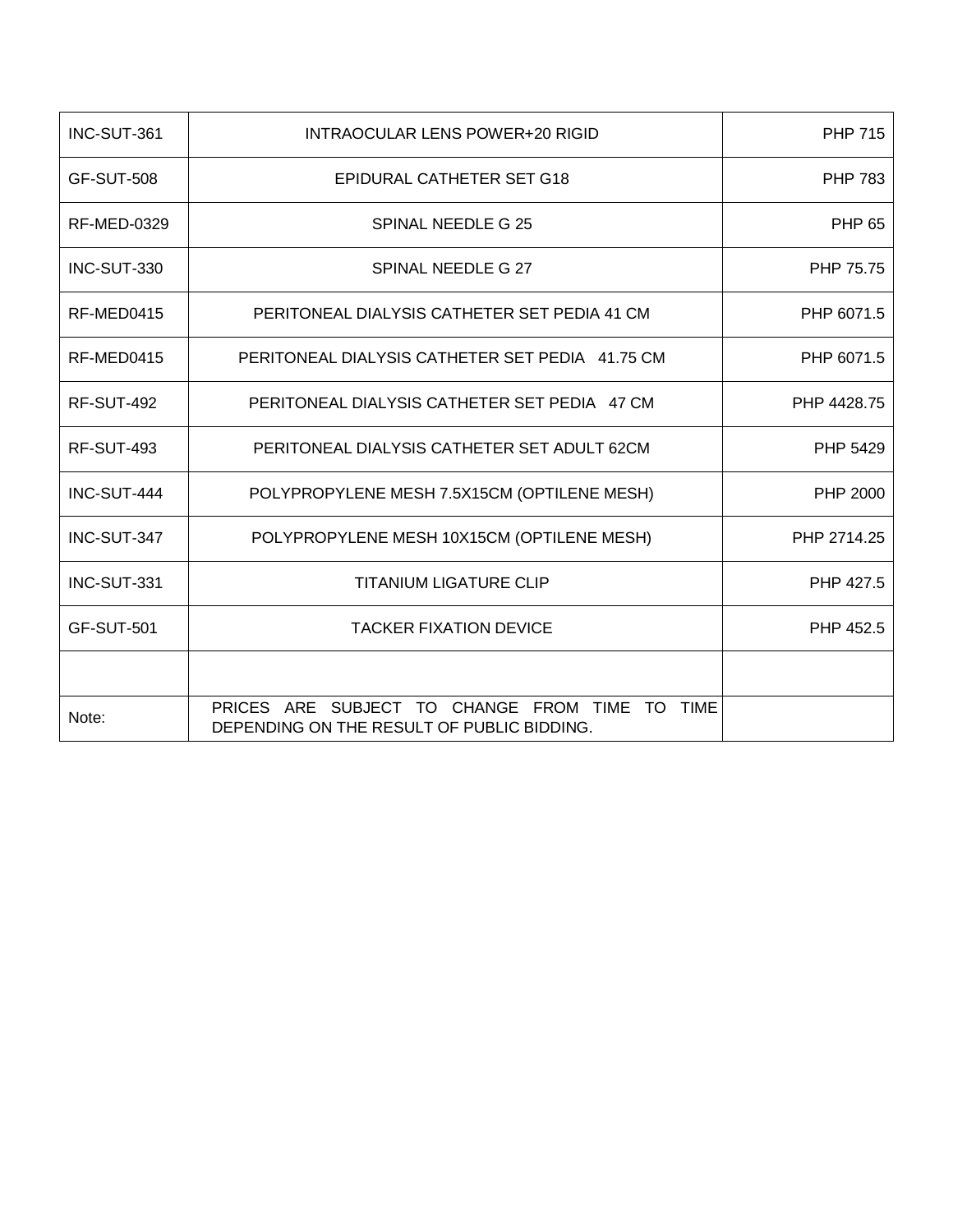| | | |
|---|---|---|
| INC-SUT-361 | INTRAOCULAR LENS POWER+20 RIGID | PHP 715 |
| GF-SUT-508 | EPIDURAL CATHETER SET G18 | PHP 783 |
| RF-MED-0329 | SPINAL NEEDLE G 25 | PHP 65 |
| INC-SUT-330 | SPINAL NEEDLE G 27 | PHP 75.75 |
| RF-MED0415 | PERITONEAL DIALYSIS CATHETER SET PEDIA 41 CM | PHP 6071.5 |
| RF-MED0415 | PERITONEAL DIALYSIS CATHETER SET PEDIA 41.75 CM | PHP 6071.5 |
| RF-SUT-492 | PERITONEAL DIALYSIS CATHETER SET PEDIA 47 CM | PHP 4428.75 |
| RF-SUT-493 | PERITONEAL DIALYSIS CATHETER SET ADULT 62CM | PHP 5429 |
| INC-SUT-444 | POLYPROPYLENE MESH 7.5X15CM (OPTILENE MESH) | PHP 2000 |
| INC-SUT-347 | POLYPROPYLENE MESH 10X15CM (OPTILENE MESH) | PHP 2714.25 |
| INC-SUT-331 | TITANIUM LIGATURE CLIP | PHP 427.5 |
| GF-SUT-501 | TACKER FIXATION DEVICE | PHP 452.5 |
| | | |
| Note: | PRICES ARE SUBJECT TO CHANGE FROM TIME TO TIME DEPENDING ON THE RESULT OF PUBLIC BIDDING. | |